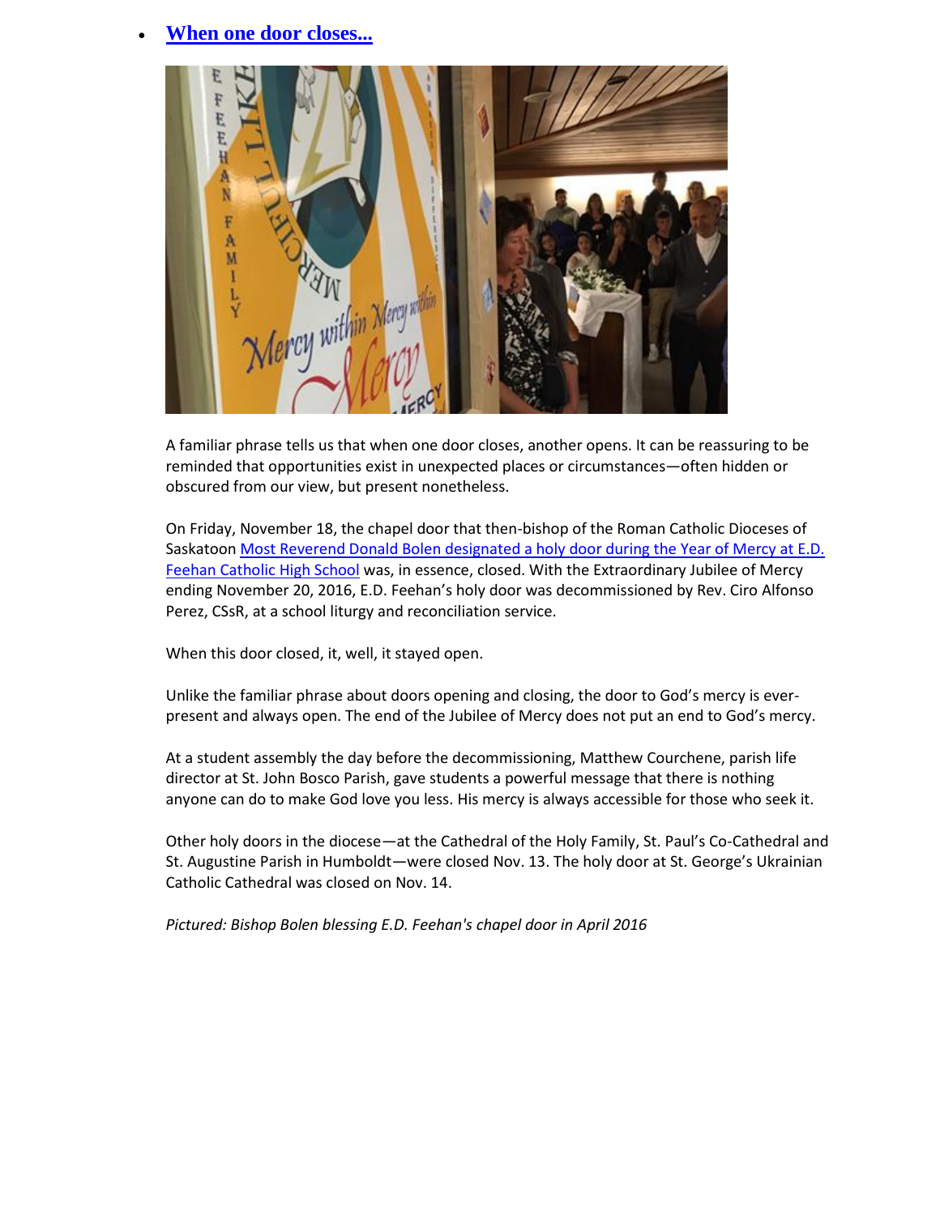- **When one door closes...**

A familiar phrase tells us that when one door closes, another opens. It can be reassuring to be reminded that opportunities exist in unexpected places or circumstances—often hidden or obscured from our view, but present nonetheless.

On Friday, November 18, the chapel door that then-bishop of the Roman Catholic Dioceses of Saskatoon Most Reverend Donald Bolen designated a holy door during the Year of Mercy at E.D. Feehan Catholic High School was, in essence, closed. With the Extraordinary Jubilee of Mercy ending November 20, 2016, E.D. Feehan's holy door was decommissioned by Rev. Ciro Alfonso Perez, CSsR, at a school liturgy and reconciliation service.

When this door closed, it, well, it stayed open.

Unlike the familiar phrase about doors opening and closing, the door to God's mercy is ever-present and always open. The end of the Jubilee of Mercy does not put an end to God's mercy.

At a student assembly the day before the decommissioning, Matthew Courchene, parish life director at St. John Bosco Parish, gave students a powerful message that there is nothing anyone can do to make God love you less. His mercy is always accessible for those who seek it.

Other holy doors in the diocese—at the Cathedral of the Holy Family, St. Paul's Co-Cathedral and St. Augustine Parish in Humboldt—were closed Nov. 13. The holy door at St. George's Ukrainian Catholic Cathedral was closed on Nov. 14.

*Pictured: Bishop Bolen blessing E.D. Feehan's chapel door in April 2016*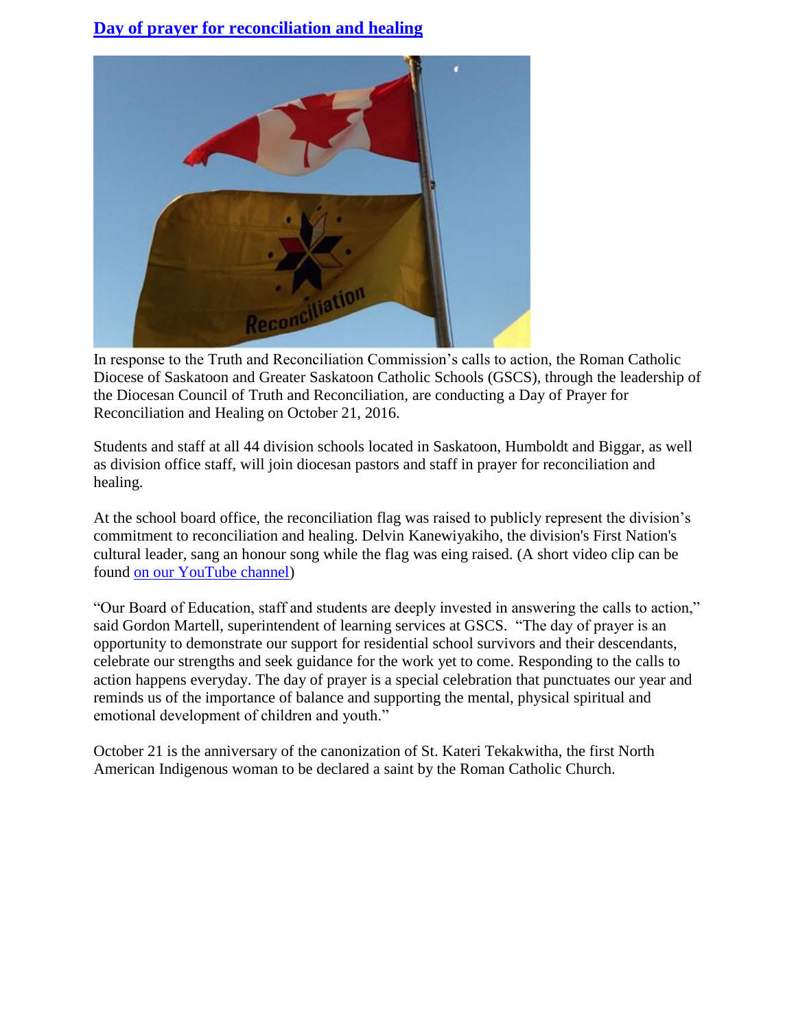## [Day of prayer for reconciliation and healing]

In response to the Truth and Reconciliation Commission's calls to action, the Roman Catholic Diocese of Saskatoon and Greater Saskatoon Catholic Schools (GSCS), through the leadership of the Diocesan Council of Truth and Reconciliation, are conducting a Day of Prayer for Reconciliation and Healing on October 21, 2016.

Students and staff at all 44 division schools located in Saskatoon, Humboldt and Biggar, as well as division office staff, will join diocesan pastors and staff in prayer for reconciliation and healing.

At the school board office, the reconciliation flag was raised to publicly represent the division's commitment to reconciliation and healing. Delvin Kanewiyakiho, the division's First Nation's cultural leader, sang an honour song while the flag was eing raised. (A short video clip can be found [on our YouTube channel])

"Our Board of Education, staff and students are deeply invested in answering the calls to action," said Gordon Martell, superintendent of learning services at GSCS. "The day of prayer is an opportunity to demonstrate our support for residential school survivors and their descendants, celebrate our strengths and seek guidance for the work yet to come. Responding to the calls to action happens everyday. The day of prayer is a special celebration that punctuates our year and reminds us of the importance of balance and supporting the mental, physical spiritual and emotional development of children and youth."

October 21 is the anniversary of the canonization of St. Kateri Tekakwitha, the first North American Indigenous woman to be declared a saint by the Roman Catholic Church.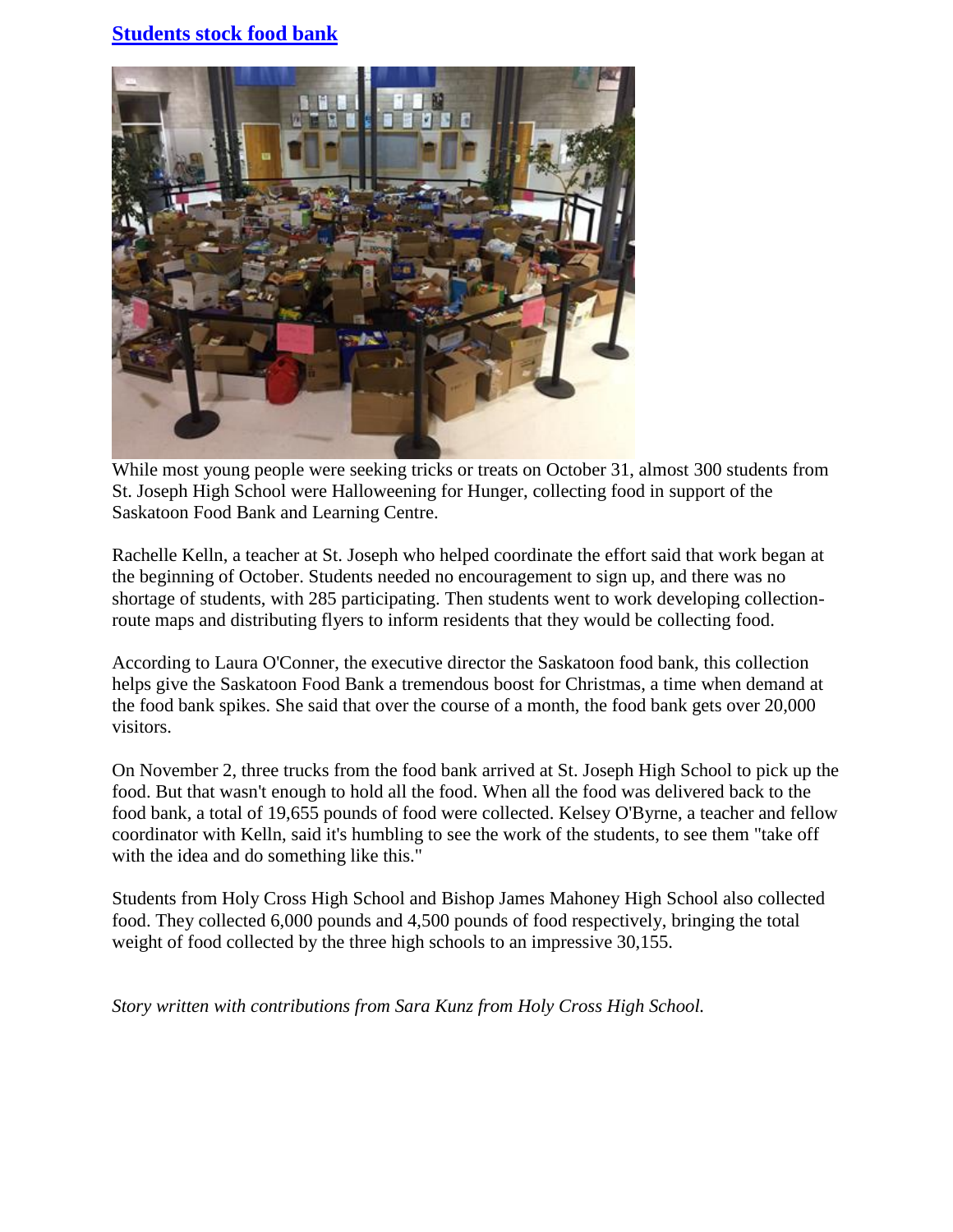## Students stock food bank

While most young people were seeking tricks or treats on October 31, almost 300 students from St. Joseph High School were Halloweening for Hunger, collecting food in support of the Saskatoon Food Bank and Learning Centre.

Rachelle Kelln, a teacher at St. Joseph who helped coordinate the effort said that work began at the beginning of October. Students needed no encouragement to sign up, and there was no shortage of students, with 285 participating. Then students went to work developing collection-route maps and distributing flyers to inform residents that they would be collecting food.

According to Laura O'Conner, the executive director the Saskatoon food bank, this collection helps give the Saskatoon Food Bank a tremendous boost for Christmas, a time when demand at the food bank spikes. She said that over the course of a month, the food bank gets over 20,000 visitors.

On November 2, three trucks from the food bank arrived at St. Joseph High School to pick up the food. But that wasn't enough to hold all the food. When all the food was delivered back to the food bank, a total of 19,655 pounds of food were collected. Kelsey O'Byrne, a teacher and fellow coordinator with Kelln, said it's humbling to see the work of the students, to see them "take off with the idea and do something like this."

Students from Holy Cross High School and Bishop James Mahoney High School also collected food. They collected 6,000 pounds and 4,500 pounds of food respectively, bringing the total weight of food collected by the three high schools to an impressive 30,155.

*Story written with contributions from Sara Kunz from Holy Cross High School.*